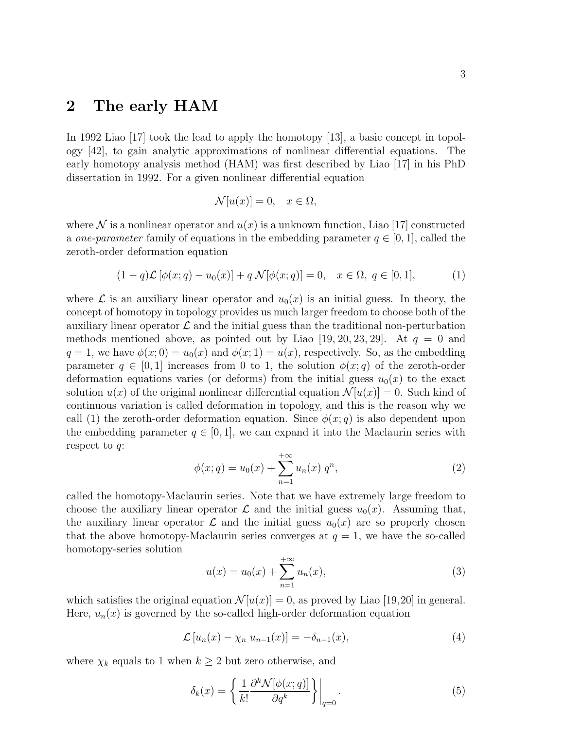## 2 The early HAM

In 1992 Liao [17] took the lead to apply the homotopy [13], a basic concept in topology [42], to gain analytic approximations of nonlinear differential equations. The early homotopy analysis method (HAM) was first described by Liao [17] in his PhD dissertation in 1992. For a given nonlinear differential equation

$$\mathcal{N}[u(x)] = 0, \quad x \in \Omega,$$

where $\mathcal{N}$ is a nonlinear operator and $u(x)$ is a unknown function, Liao [17] constructed a *one-parameter* family of equations in the embedding parameter $q \in [0, 1]$, called the zeroth-order deformation equation

$$(1-q)\mathcal{L}\left[\phi(x;q) - u_0(x)\right] + q\,\mathcal{N}[\phi(x;q)] = 0, \quad x \in \Omega,\ q \in [0,1], \tag{1}$$

where $\mathcal{L}$ is an auxiliary linear operator and $u_0(x)$ is an initial guess. In theory, the concept of homotopy in topology provides us much larger freedom to choose both of the auxiliary linear operator $\mathcal{L}$ and the initial guess than the traditional non-perturbation methods mentioned above, as pointed out by Liao [19, 20, 23, 29]. At $q = 0$ and $q = 1$, we have $\phi(x; 0) = u_0(x)$ and $\phi(x; 1) = u(x)$, respectively. So, as the embedding parameter $q \in [0, 1]$ increases from 0 to 1, the solution $\phi(x; q)$ of the zeroth-order deformation equations varies (or deforms) from the initial guess $u_0(x)$ to the exact solution $u(x)$ of the original nonlinear differential equation $\mathcal{N}[u(x)] = 0$. Such kind of continuous variation is called deformation in topology, and this is the reason why we call (1) the zeroth-order deformation equation. Since $\phi(x; q)$ is also dependent upon the embedding parameter $q \in [0, 1]$, we can expand it into the Maclaurin series with respect to $q$:

$$\phi(x;q) = u_0(x) + \sum_{n=1}^{+\infty} u_n(x)\, q^n, \tag{2}$$

called the homotopy-Maclaurin series. Note that we have extremely large freedom to choose the auxiliary linear operator $\mathcal{L}$ and the initial guess $u_0(x)$. Assuming that, the auxiliary linear operator $\mathcal{L}$ and the initial guess $u_0(x)$ are so properly chosen that the above homotopy-Maclaurin series converges at $q = 1$, we have the so-called homotopy-series solution

$$u(x) = u_0(x) + \sum_{n=1}^{+\infty} u_n(x), \tag{3}$$

which satisfies the original equation $\mathcal{N}[u(x)] = 0$, as proved by Liao [19,20] in general. Here, $u_n(x)$ is governed by the so-called high-order deformation equation

$$\mathcal{L}\left[u_n(x) - \chi_n\, u_{n-1}(x)\right] = -\delta_{n-1}(x), \tag{4}$$

where $\chi_k$ equals to 1 when $k \geq 2$ but zero otherwise, and

$$\delta_k(x) = \left\{ \frac{1}{k!} \frac{\partial^k \mathcal{N}[\phi(x;q)]}{\partial q^k} \right\}\Bigg|_{q=0}. \tag{5}$$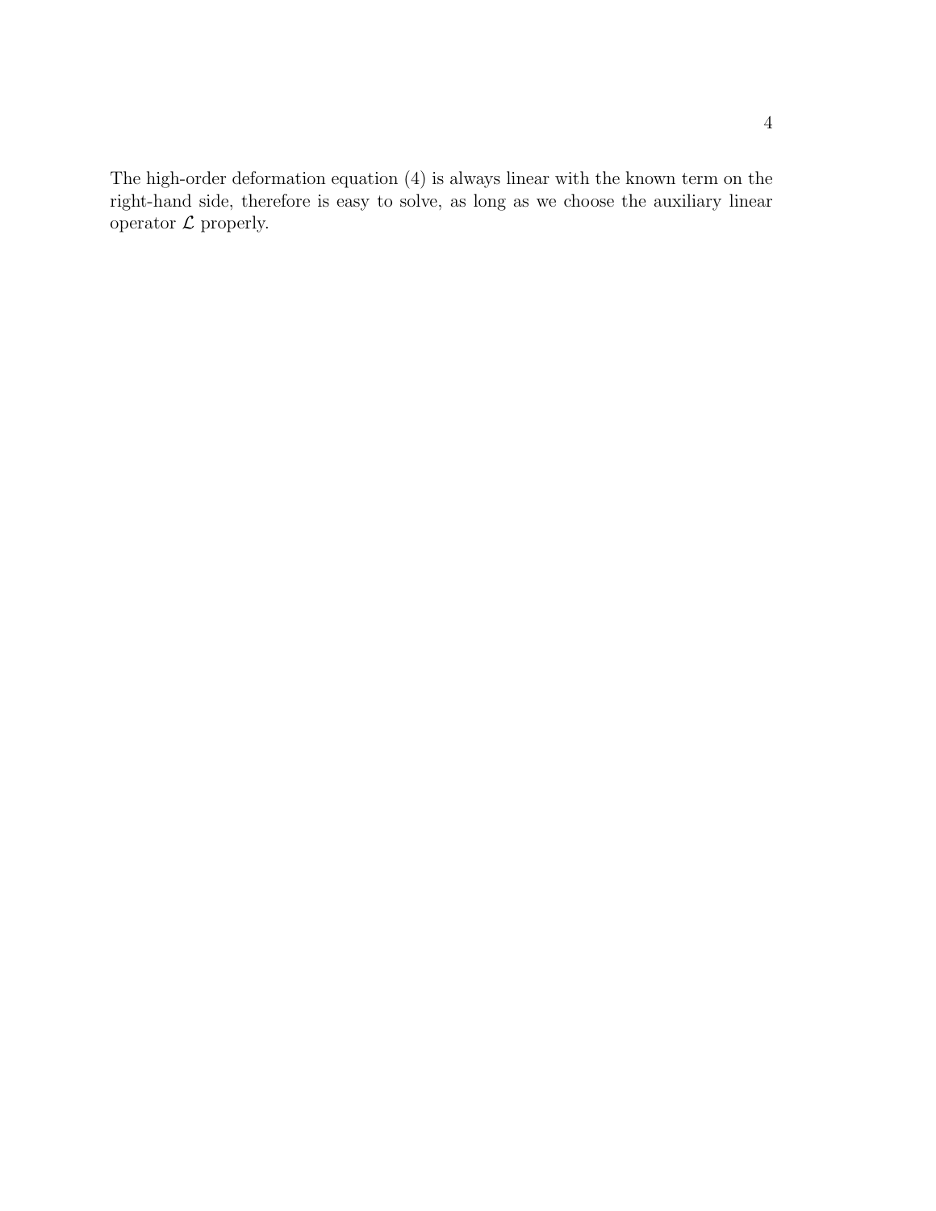The high-order deformation equation (4) is always linear with the known term on the right-hand side, therefore is easy to solve, as long as we choose the auxiliary linear operator $\mathcal{L}$ properly.